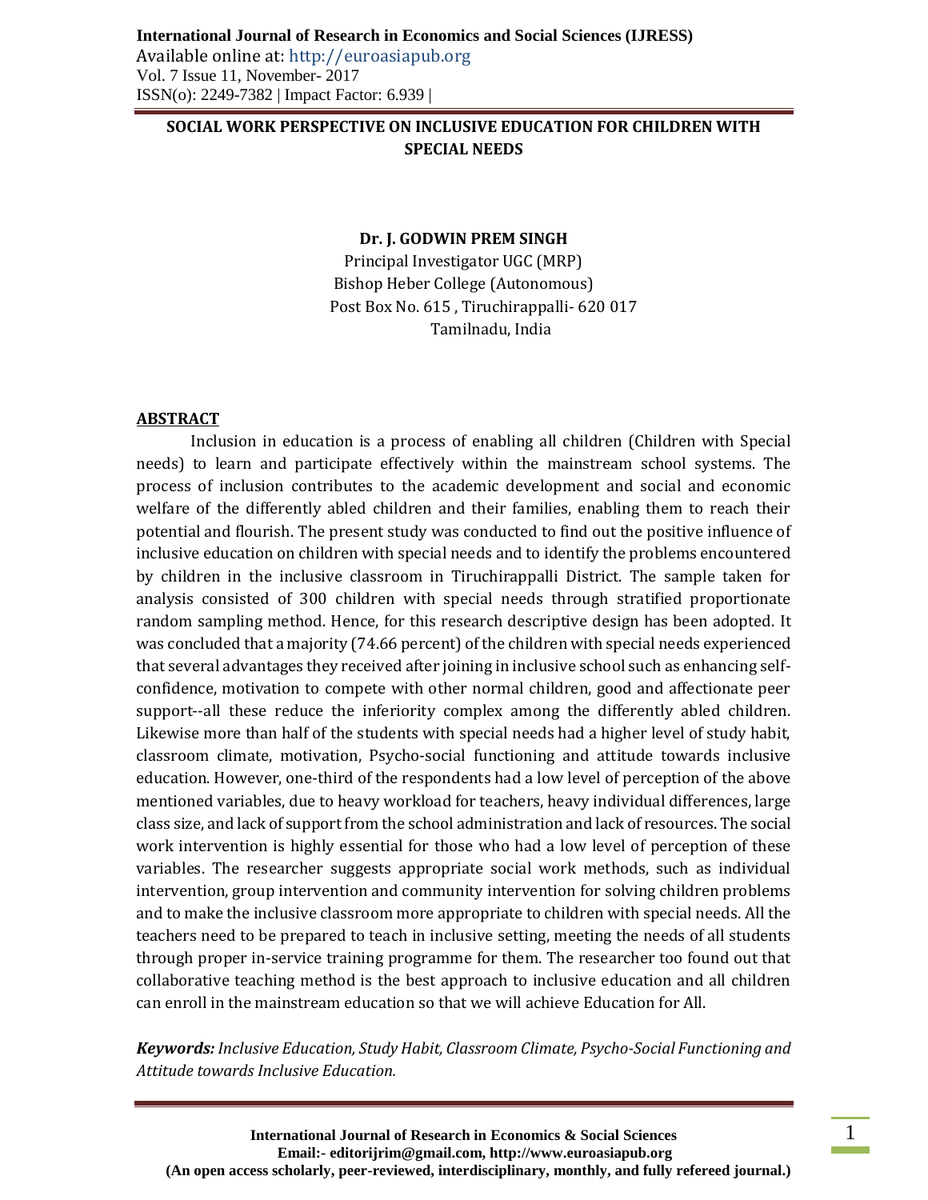# SOCIAL WORK PERSPECTIVE ON INCLUSIVE EDUCATION FOR CHILDREN WITH SPECIAL NEEDS

**Dr. J. GODWIN PREM SINGH**

Principal Investigator UGC (MRP)
Bishop Heber College (Autonomous)
Post Box No. 615 , Tiruchirappalli- 620 017
Tamilnadu, India

## ABSTRACT

Inclusion in education is a process of enabling all children (Children with Special needs) to learn and participate effectively within the mainstream school systems. The process of inclusion contributes to the academic development and social and economic welfare of the differently abled children and their families, enabling them to reach their potential and flourish. The present study was conducted to find out the positive influence of inclusive education on children with special needs and to identify the problems encountered by children in the inclusive classroom in Tiruchirappalli District. The sample taken for analysis consisted of 300 children with special needs through stratified proportionate random sampling method. Hence, for this research descriptive design has been adopted. It was concluded that a majority (74.66 percent) of the children with special needs experienced that several advantages they received after joining in inclusive school such as enhancing self-confidence, motivation to compete with other normal children, good and affectionate peer support--all these reduce the inferiority complex among the differently abled children. Likewise more than half of the students with special needs had a higher level of study habit, classroom climate, motivation, Psycho-social functioning and attitude towards inclusive education. However, one-third of the respondents had a low level of perception of the above mentioned variables, due to heavy workload for teachers, heavy individual differences, large class size, and lack of support from the school administration and lack of resources. The social work intervention is highly essential for those who had a low level of perception of these variables. The researcher suggests appropriate social work methods, such as individual intervention, group intervention and community intervention for solving children problems and to make the inclusive classroom more appropriate to children with special needs. All the teachers need to be prepared to teach in inclusive setting, meeting the needs of all students through proper in-service training programme for them. The researcher too found out that collaborative teaching method is the best approach to inclusive education and all children can enroll in the mainstream education so that we will achieve Education for All.

***Keywords:*** *Inclusive Education, Study Habit, Classroom Climate, Psycho-Social Functioning and Attitude towards Inclusive Education.*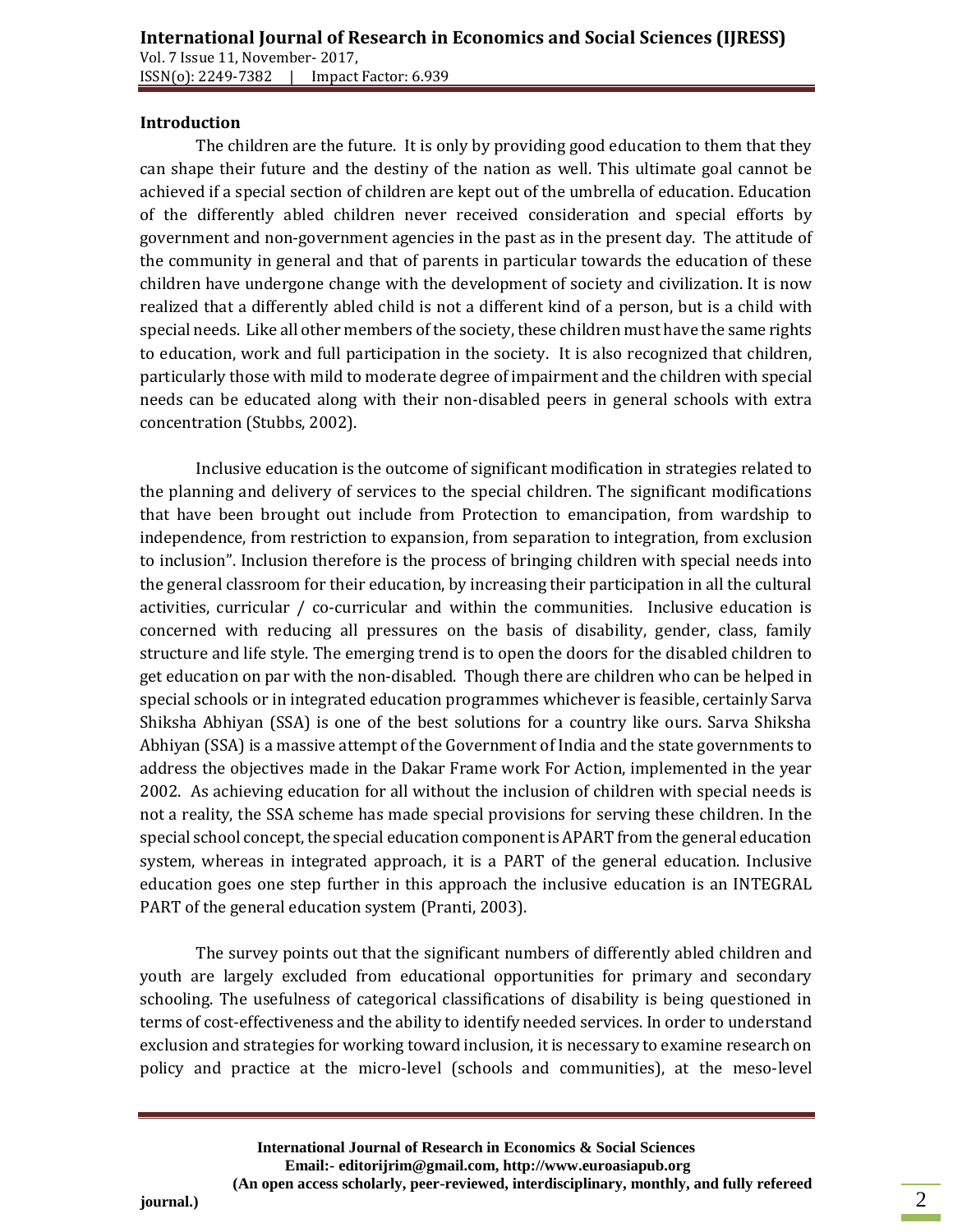**Introduction**

The children are the future. It is only by providing good education to them that they can shape their future and the destiny of the nation as well. This ultimate goal cannot be achieved if a special section of children are kept out of the umbrella of education. Education of the differently abled children never received consideration and special efforts by government and non-government agencies in the past as in the present day. The attitude of the community in general and that of parents in particular towards the education of these children have undergone change with the development of society and civilization. It is now realized that a differently abled child is not a different kind of a person, but is a child with special needs. Like all other members of the society, these children must have the same rights to education, work and full participation in the society. It is also recognized that children, particularly those with mild to moderate degree of impairment and the children with special needs can be educated along with their non-disabled peers in general schools with extra concentration (Stubbs, 2002).

Inclusive education is the outcome of significant modification in strategies related to the planning and delivery of services to the special children. The significant modifications that have been brought out include from Protection to emancipation, from wardship to independence, from restriction to expansion, from separation to integration, from exclusion to inclusion". Inclusion therefore is the process of bringing children with special needs into the general classroom for their education, by increasing their participation in all the cultural activities, curricular / co-curricular and within the communities. Inclusive education is concerned with reducing all pressures on the basis of disability, gender, class, family structure and life style. The emerging trend is to open the doors for the disabled children to get education on par with the non-disabled. Though there are children who can be helped in special schools or in integrated education programmes whichever is feasible, certainly Sarva Shiksha Abhiyan (SSA) is one of the best solutions for a country like ours. Sarva Shiksha Abhiyan (SSA) is a massive attempt of the Government of India and the state governments to address the objectives made in the Dakar Frame work For Action, implemented in the year 2002. As achieving education for all without the inclusion of children with special needs is not a reality, the SSA scheme has made special provisions for serving these children. In the special school concept, the special education component is APART from the general education system, whereas in integrated approach, it is a PART of the general education. Inclusive education goes one step further in this approach the inclusive education is an INTEGRAL PART of the general education system (Pranti, 2003).

The survey points out that the significant numbers of differently abled children and youth are largely excluded from educational opportunities for primary and secondary schooling. The usefulness of categorical classifications of disability is being questioned in terms of cost-effectiveness and the ability to identify needed services. In order to understand exclusion and strategies for working toward inclusion, it is necessary to examine research on policy and practice at the micro-level (schools and communities), at the meso-level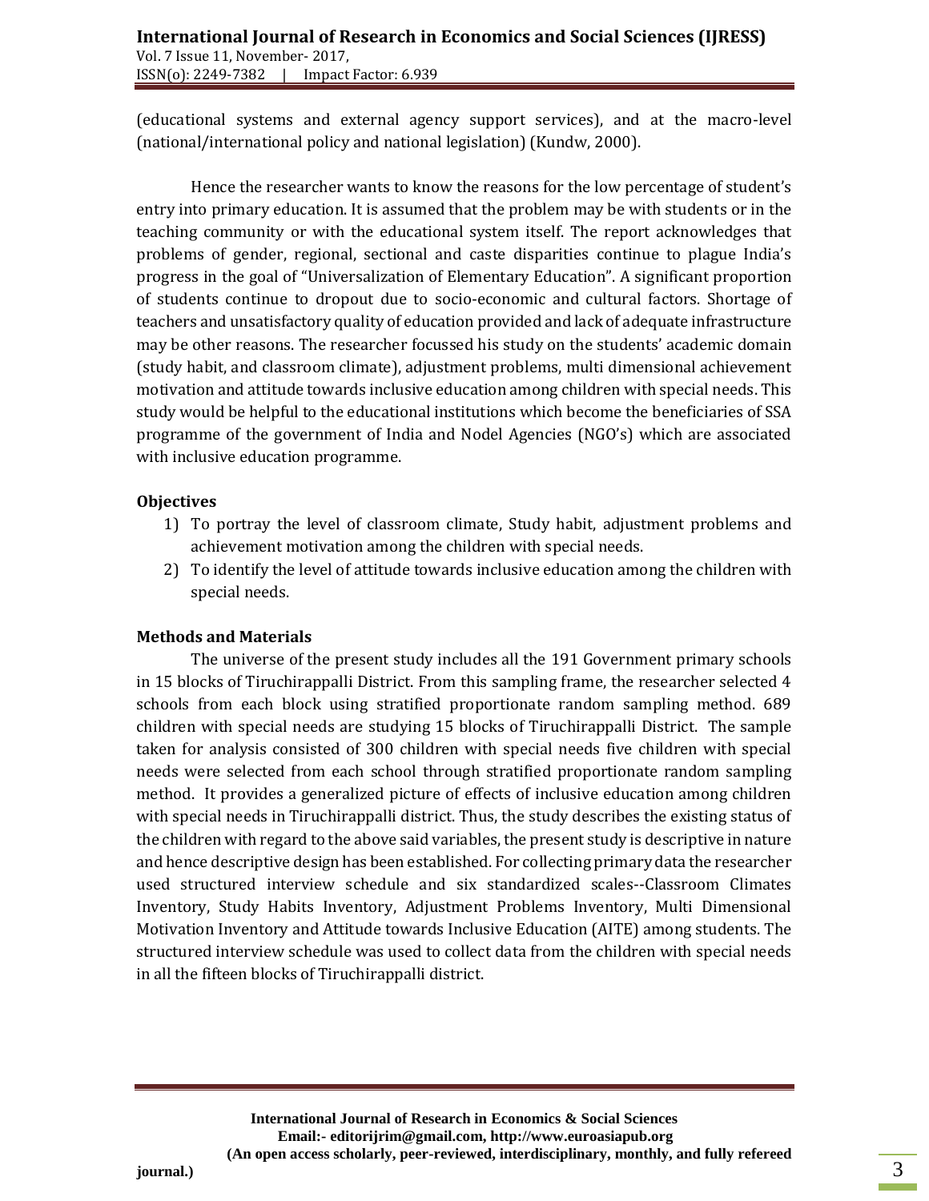(educational systems and external agency support services), and at the macro-level (national/international policy and national legislation) (Kundw, 2000).

Hence the researcher wants to know the reasons for the low percentage of student's entry into primary education. It is assumed that the problem may be with students or in the teaching community or with the educational system itself. The report acknowledges that problems of gender, regional, sectional and caste disparities continue to plague India's progress in the goal of "Universalization of Elementary Education". A significant proportion of students continue to dropout due to socio-economic and cultural factors. Shortage of teachers and unsatisfactory quality of education provided and lack of adequate infrastructure may be other reasons. The researcher focussed his study on the students' academic domain (study habit, and classroom climate), adjustment problems, multi dimensional achievement motivation and attitude towards inclusive education among children with special needs. This study would be helpful to the educational institutions which become the beneficiaries of SSA programme of the government of India and Nodel Agencies (NGO's) which are associated with inclusive education programme.

**Objectives**

1) To portray the level of classroom climate, Study habit, adjustment problems and achievement motivation among the children with special needs.
2) To identify the level of attitude towards inclusive education among the children with special needs.

**Methods and Materials**

The universe of the present study includes all the 191 Government primary schools in 15 blocks of Tiruchirappalli District. From this sampling frame, the researcher selected 4 schools from each block using stratified proportionate random sampling method. 689 children with special needs are studying 15 blocks of Tiruchirappalli District. The sample taken for analysis consisted of 300 children with special needs five children with special needs were selected from each school through stratified proportionate random sampling method. It provides a generalized picture of effects of inclusive education among children with special needs in Tiruchirappalli district. Thus, the study describes the existing status of the children with regard to the above said variables, the present study is descriptive in nature and hence descriptive design has been established. For collecting primary data the researcher used structured interview schedule and six standardized scales--Classroom Climates Inventory, Study Habits Inventory, Adjustment Problems Inventory, Multi Dimensional Motivation Inventory and Attitude towards Inclusive Education (AITE) among students. The structured interview schedule was used to collect data from the children with special needs in all the fifteen blocks of Tiruchirappalli district.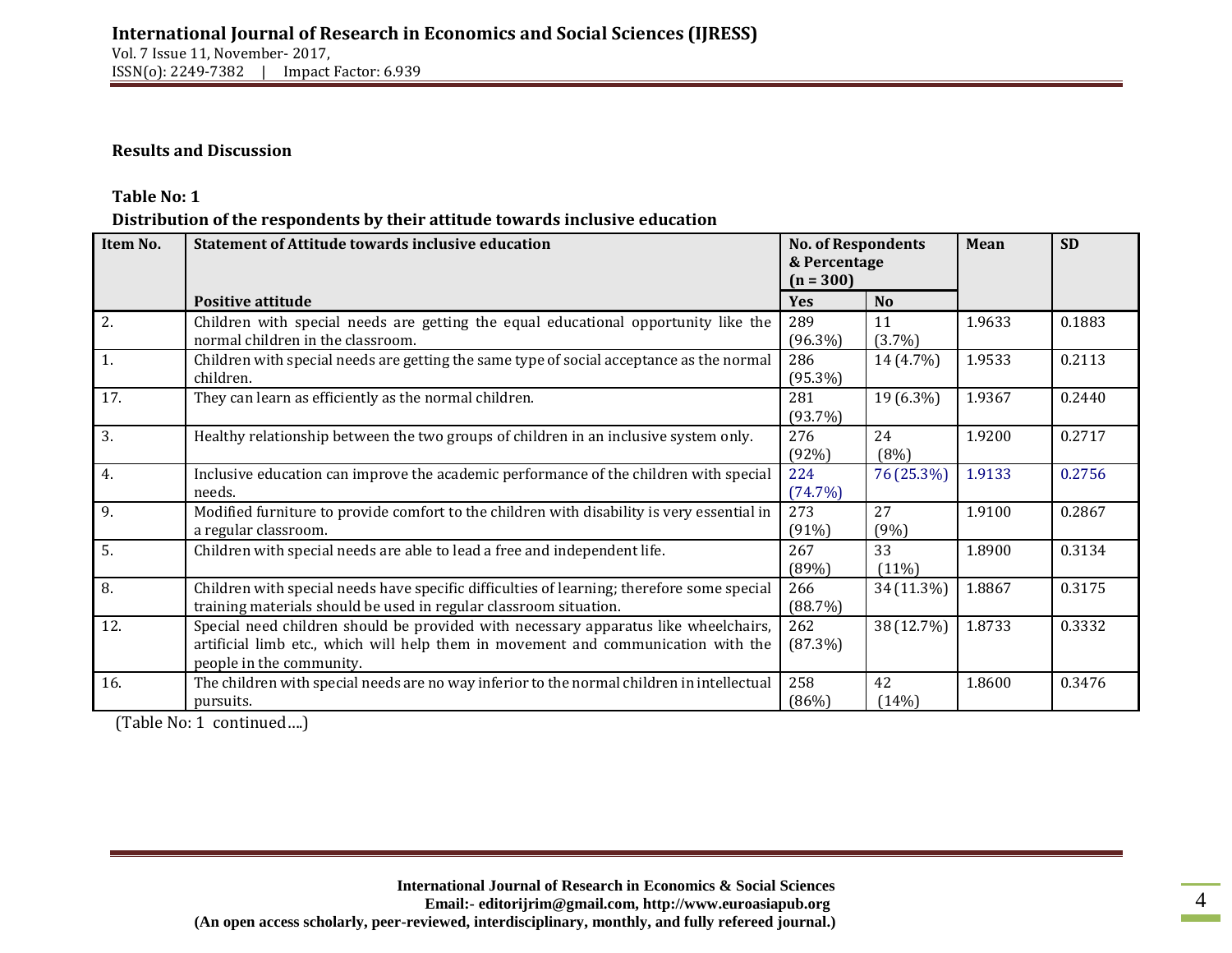**Results and Discussion**

**Table No: 1**

**Distribution of the respondents by their attitude towards inclusive education**

| Item No. | Statement of Attitude towards inclusive education | No. of Respondents & Percentage (n = 300) | | Mean | SD |
|---|---|---|---|---|---|
| | **Positive attitude** | **Yes** | **No** | | |
| 2. | Children with special needs are getting the equal educational opportunity like the normal children in the classroom. | 289 (96.3%) | 11 (3.7%) | 1.9633 | 0.1883 |
| 1. | Children with special needs are getting the same type of social acceptance as the normal children. | 286 (95.3%) | 14 (4.7%) | 1.9533 | 0.2113 |
| 17. | They can learn as efficiently as the normal children. | 281 (93.7%) | 19 (6.3%) | 1.9367 | 0.2440 |
| 3. | Healthy relationship between the two groups of children in an inclusive system only. | 276 (92%) | 24 (8%) | 1.9200 | 0.2717 |
| 4. | Inclusive education can improve the academic performance of the children with special needs. | 224 (74.7%) | 76 (25.3%) | 1.9133 | 0.2756 |
| 9. | Modified furniture to provide comfort to the children with disability is very essential in a regular classroom. | 273 (91%) | 27 (9%) | 1.9100 | 0.2867 |
| 5. | Children with special needs are able to lead a free and independent life. | 267 (89%) | 33 (11%) | 1.8900 | 0.3134 |
| 8. | Children with special needs have specific difficulties of learning; therefore some special training materials should be used in regular classroom situation. | 266 (88.7%) | 34 (11.3%) | 1.8867 | 0.3175 |
| 12. | Special need children should be provided with necessary apparatus like wheelchairs, artificial limb etc., which will help them in movement and communication with the people in the community. | 262 (87.3%) | 38 (12.7%) | 1.8733 | 0.3332 |
| 16. | The children with special needs are no way inferior to the normal children in intellectual pursuits. | 258 (86%) | 42 (14%) | 1.8600 | 0.3476 |

(Table No: 1 continued….)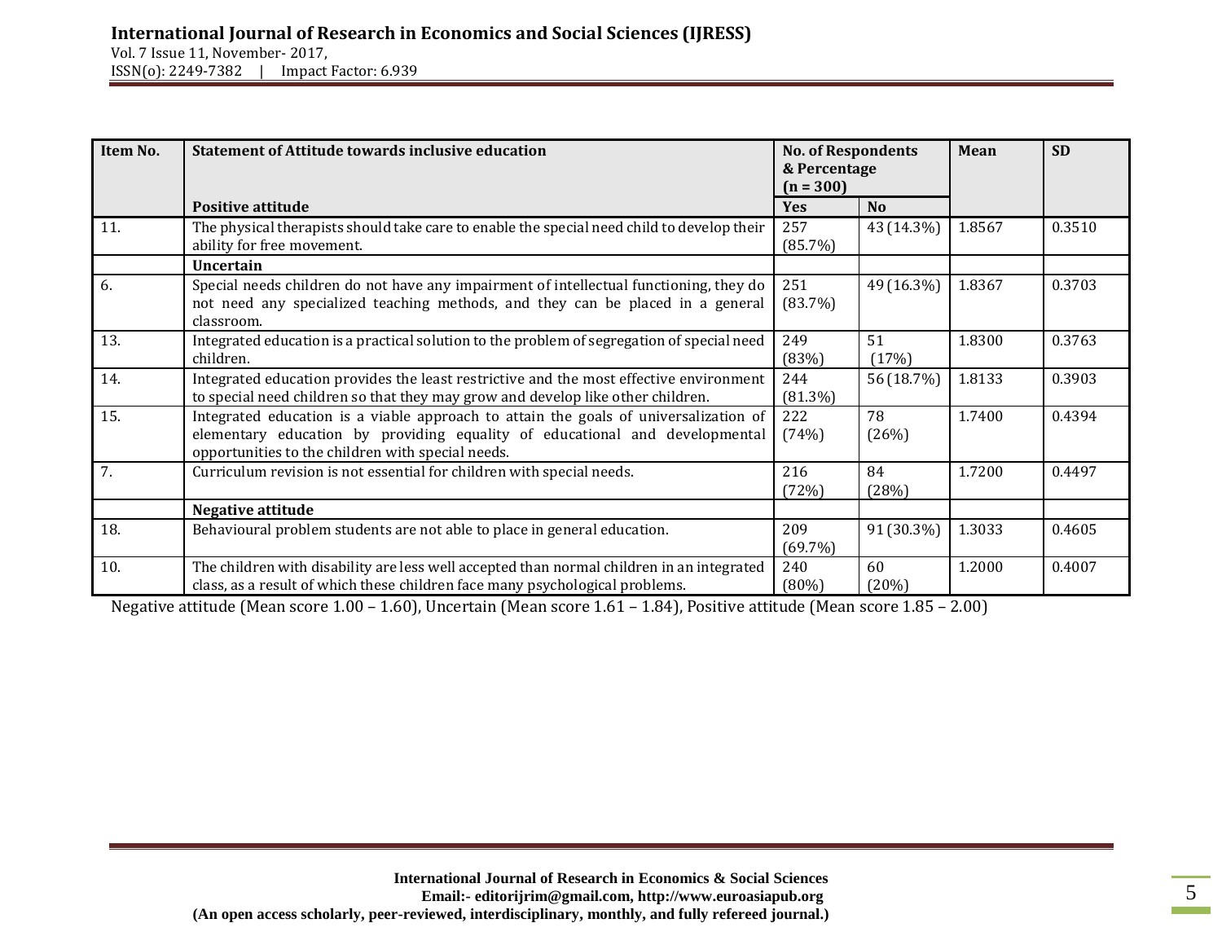| Item No. | Statement of Attitude towards inclusive education | No. of Respondents & Percentage (n = 300) | | Mean | SD |
|---|---|---|---|---|---|
| | **Positive attitude** | **Yes** | **No** | | |
| 11. | The physical therapists should take care to enable the special need child to develop their ability for free movement. | 257 (85.7%) | 43 (14.3%) | 1.8567 | 0.3510 |
| | **Uncertain** | | | | |
| 6. | Special needs children do not have any impairment of intellectual functioning, they do not need any specialized teaching methods, and they can be placed in a general classroom. | 251 (83.7%) | 49 (16.3%) | 1.8367 | 0.3703 |
| 13. | Integrated education is a practical solution to the problem of segregation of special need children. | 249 (83%) | 51 (17%) | 1.8300 | 0.3763 |
| 14. | Integrated education provides the least restrictive and the most effective environment to special need children so that they may grow and develop like other children. | 244 (81.3%) | 56 (18.7%) | 1.8133 | 0.3903 |
| 15. | Integrated education is a viable approach to attain the goals of universalization of elementary education by providing equality of educational and developmental opportunities to the children with special needs. | 222 (74%) | 78 (26%) | 1.7400 | 0.4394 |
| 7. | Curriculum revision is not essential for children with special needs. | 216 (72%) | 84 (28%) | 1.7200 | 0.4497 |
| | **Negative attitude** | | | | |
| 18. | Behavioural problem students are not able to place in general education. | 209 (69.7%) | 91 (30.3%) | 1.3033 | 0.4605 |
| 10. | The children with disability are less well accepted than normal children in an integrated class, as a result of which these children face many psychological problems. | 240 (80%) | 60 (20%) | 1.2000 | 0.4007 |

Negative attitude (Mean score 1.00 – 1.60), Uncertain (Mean score 1.61 – 1.84), Positive attitude (Mean score 1.85 – 2.00)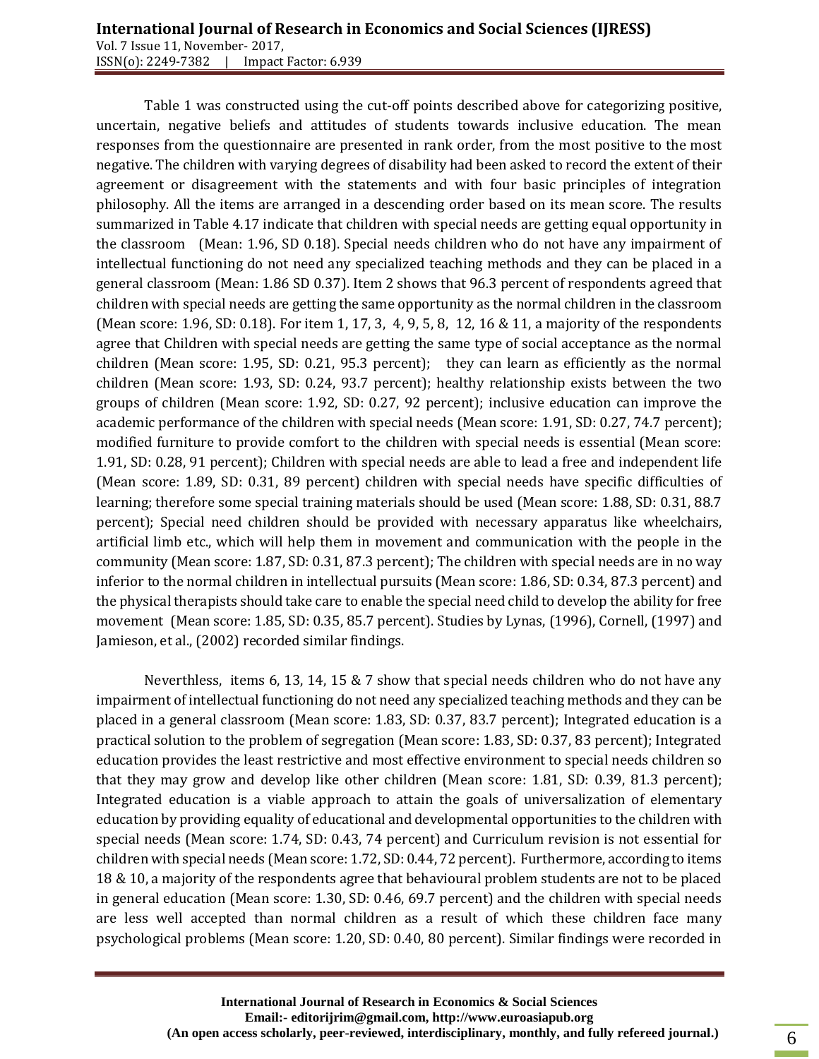Table 1 was constructed using the cut-off points described above for categorizing positive, uncertain, negative beliefs and attitudes of students towards inclusive education. The mean responses from the questionnaire are presented in rank order, from the most positive to the most negative. The children with varying degrees of disability had been asked to record the extent of their agreement or disagreement with the statements and with four basic principles of integration philosophy. All the items are arranged in a descending order based on its mean score. The results summarized in Table 4.17 indicate that children with special needs are getting equal opportunity in the classroom (Mean: 1.96, SD 0.18). Special needs children who do not have any impairment of intellectual functioning do not need any specialized teaching methods and they can be placed in a general classroom (Mean: 1.86 SD 0.37). Item 2 shows that 96.3 percent of respondents agreed that children with special needs are getting the same opportunity as the normal children in the classroom (Mean score: 1.96, SD: 0.18). For item 1, 17, 3, 4, 9, 5, 8, 12, 16 & 11, a majority of the respondents agree that Children with special needs are getting the same type of social acceptance as the normal children (Mean score: 1.95, SD: 0.21, 95.3 percent); they can learn as efficiently as the normal children (Mean score: 1.93, SD: 0.24, 93.7 percent); healthy relationship exists between the two groups of children (Mean score: 1.92, SD: 0.27, 92 percent); inclusive education can improve the academic performance of the children with special needs (Mean score: 1.91, SD: 0.27, 74.7 percent); modified furniture to provide comfort to the children with special needs is essential (Mean score: 1.91, SD: 0.28, 91 percent); Children with special needs are able to lead a free and independent life (Mean score: 1.89, SD: 0.31, 89 percent) children with special needs have specific difficulties of learning; therefore some special training materials should be used (Mean score: 1.88, SD: 0.31, 88.7 percent); Special need children should be provided with necessary apparatus like wheelchairs, artificial limb etc., which will help them in movement and communication with the people in the community (Mean score: 1.87, SD: 0.31, 87.3 percent); The children with special needs are in no way inferior to the normal children in intellectual pursuits (Mean score: 1.86, SD: 0.34, 87.3 percent) and the physical therapists should take care to enable the special need child to develop the ability for free movement (Mean score: 1.85, SD: 0.35, 85.7 percent). Studies by Lynas, (1996), Cornell, (1997) and Jamieson, et al., (2002) recorded similar findings.

Neverthless, items 6, 13, 14, 15 & 7 show that special needs children who do not have any impairment of intellectual functioning do not need any specialized teaching methods and they can be placed in a general classroom (Mean score: 1.83, SD: 0.37, 83.7 percent); Integrated education is a practical solution to the problem of segregation (Mean score: 1.83, SD: 0.37, 83 percent); Integrated education provides the least restrictive and most effective environment to special needs children so that they may grow and develop like other children (Mean score: 1.81, SD: 0.39, 81.3 percent); Integrated education is a viable approach to attain the goals of universalization of elementary education by providing equality of educational and developmental opportunities to the children with special needs (Mean score: 1.74, SD: 0.43, 74 percent) and Curriculum revision is not essential for children with special needs (Mean score: 1.72, SD: 0.44, 72 percent). Furthermore, according to items 18 & 10, a majority of the respondents agree that behavioural problem students are not to be placed in general education (Mean score: 1.30, SD: 0.46, 69.7 percent) and the children with special needs are less well accepted than normal children as a result of which these children face many psychological problems (Mean score: 1.20, SD: 0.40, 80 percent). Similar findings were recorded in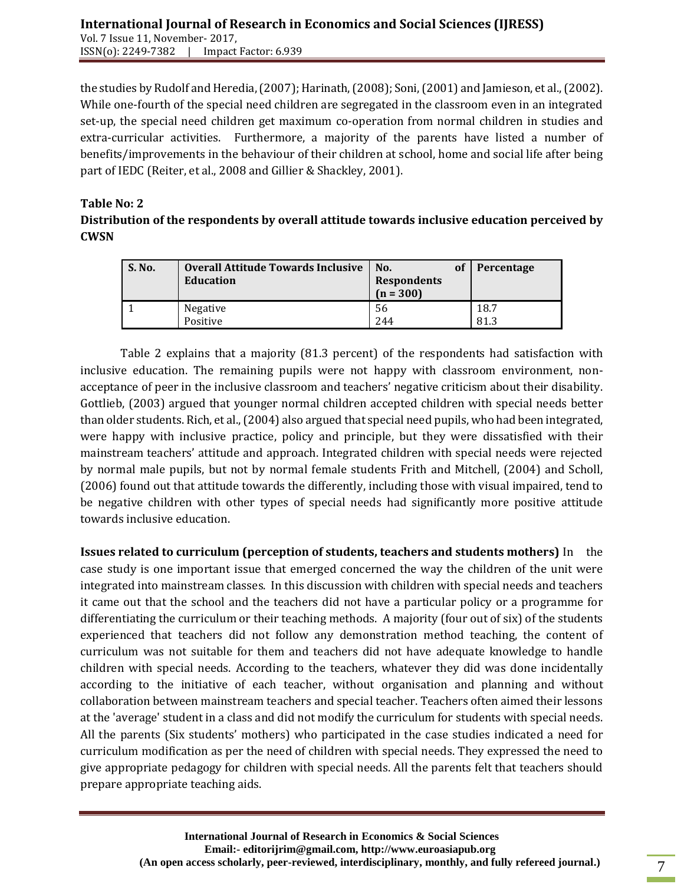the studies by Rudolf and Heredia, (2007); Harinath, (2008); Soni, (2001) and Jamieson, et al., (2002). While one-fourth of the special need children are segregated in the classroom even in an integrated set-up, the special need children get maximum co-operation from normal children in studies and extra-curricular activities. Furthermore, a majority of the parents have listed a number of benefits/improvements in the behaviour of their children at school, home and social life after being part of IEDC (Reiter, et al., 2008 and Gillier & Shackley, 2001).

**Table No: 2**

**Distribution of the respondents by overall attitude towards inclusive education perceived by CWSN**

| S. No. | Overall Attitude Towards Inclusive Education | No. of Respondents (n = 300) | Percentage |
|---|---|---|---|
| 1 | Negative<br>Positive | 56<br>244 | 18.7<br>81.3 |

Table 2 explains that a majority (81.3 percent) of the respondents had satisfaction with inclusive education. The remaining pupils were not happy with classroom environment, non-acceptance of peer in the inclusive classroom and teachers' negative criticism about their disability. Gottlieb, (2003) argued that younger normal children accepted children with special needs better than older students. Rich, et al., (2004) also argued that special need pupils, who had been integrated, were happy with inclusive practice, policy and principle, but they were dissatisfied with their mainstream teachers' attitude and approach. Integrated children with special needs were rejected by normal male pupils, but not by normal female students Frith and Mitchell, (2004) and Scholl, (2006) found out that attitude towards the differently, including those with visual impaired, tend to be negative children with other types of special needs had significantly more positive attitude towards inclusive education.

**Issues related to curriculum (perception of students, teachers and students mothers)** In the case study is one important issue that emerged concerned the way the children of the unit were integrated into mainstream classes. In this discussion with children with special needs and teachers it came out that the school and the teachers did not have a particular policy or a programme for differentiating the curriculum or their teaching methods. A majority (four out of six) of the students experienced that teachers did not follow any demonstration method teaching, the content of curriculum was not suitable for them and teachers did not have adequate knowledge to handle children with special needs. According to the teachers, whatever they did was done incidentally according to the initiative of each teacher, without organisation and planning and without collaboration between mainstream teachers and special teacher. Teachers often aimed their lessons at the 'average' student in a class and did not modify the curriculum for students with special needs. All the parents (Six students' mothers) who participated in the case studies indicated a need for curriculum modification as per the need of children with special needs. They expressed the need to give appropriate pedagogy for children with special needs. All the parents felt that teachers should prepare appropriate teaching aids.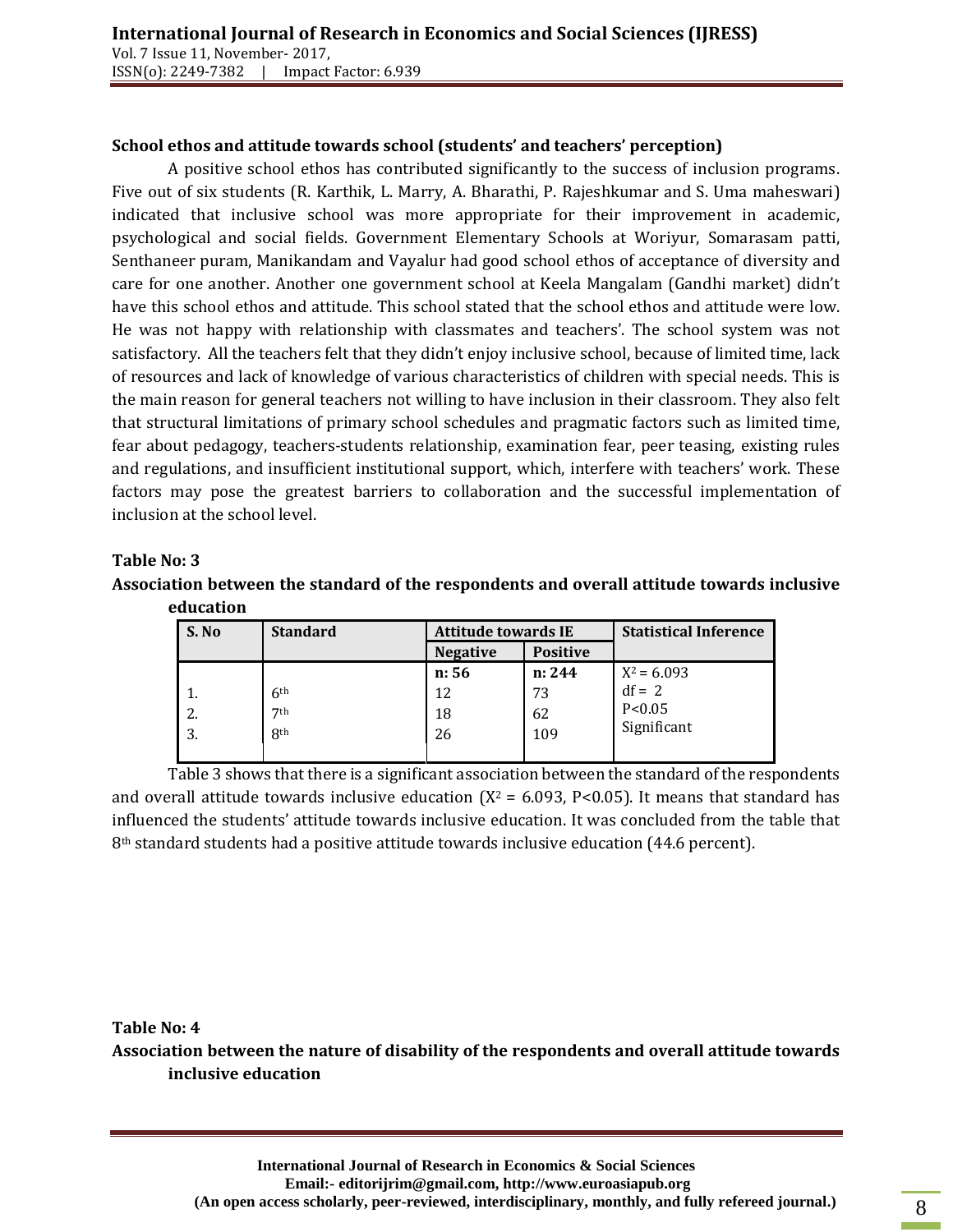**School ethos and attitude towards school (students' and teachers' perception)**

A positive school ethos has contributed significantly to the success of inclusion programs. Five out of six students (R. Karthik, L. Marry, A. Bharathi, P. Rajeshkumar and S. Uma maheswari) indicated that inclusive school was more appropriate for their improvement in academic, psychological and social fields. Government Elementary Schools at Woriyur, Somarasam patti, Senthaneer puram, Manikandam and Vayalur had good school ethos of acceptance of diversity and care for one another. Another one government school at Keela Mangalam (Gandhi market) didn't have this school ethos and attitude. This school stated that the school ethos and attitude were low. He was not happy with relationship with classmates and teachers'. The school system was not satisfactory. All the teachers felt that they didn't enjoy inclusive school, because of limited time, lack of resources and lack of knowledge of various characteristics of children with special needs. This is the main reason for general teachers not willing to have inclusion in their classroom. They also felt that structural limitations of primary school schedules and pragmatic factors such as limited time, fear about pedagogy, teachers-students relationship, examination fear, peer teasing, existing rules and regulations, and insufficient institutional support, which, interfere with teachers' work. These factors may pose the greatest barriers to collaboration and the successful implementation of inclusion at the school level.

**Table No: 3**

**Association between the standard of the respondents and overall attitude towards inclusive education**

| S. No | Standard | Attitude towards IE | | Statistical Inference |
|---|---|---|---|---|
| | | Negative | Positive | |
| | | **n: 56** | **n: 244** | $X^2 = 6.093$ |
| 1. | 6th | 12 | 73 | df = 2 |
| 2. | 7th | 18 | 62 | $P<0.05$ |
| 3. | 8th | 26 | 109 | Significant |

Table 3 shows that there is a significant association between the standard of the respondents and overall attitude towards inclusive education ($X^2 = 6.093$, $P<0.05$). It means that standard has influenced the students' attitude towards inclusive education. It was concluded from the table that 8th standard students had a positive attitude towards inclusive education (44.6 percent).

**Table No: 4**

**Association between the nature of disability of the respondents and overall attitude towards inclusive education**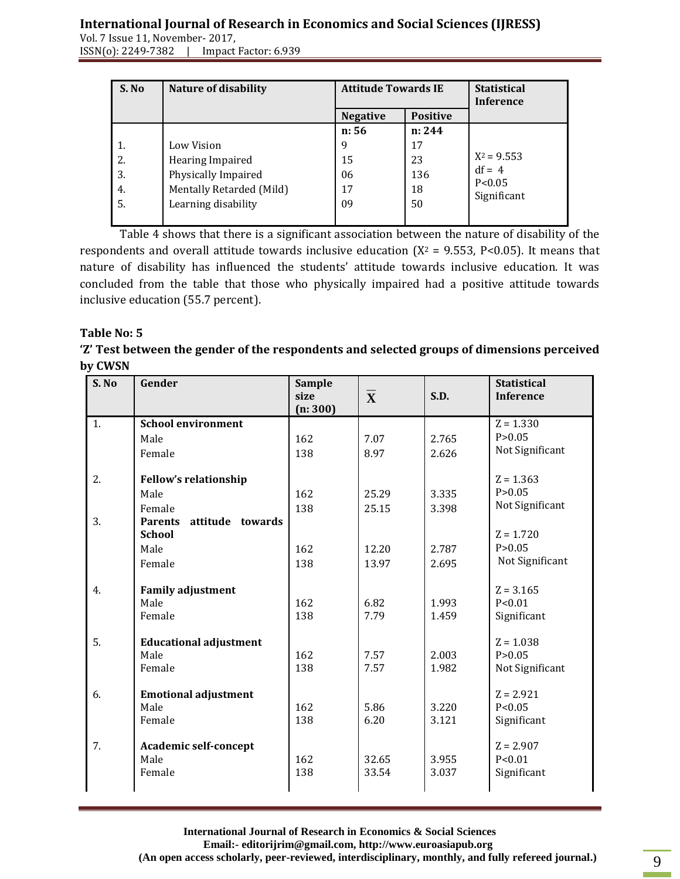| S. No | Nature of disability | Attitude Towards IE | | Statistical Inference |
|---|---|---|---|---|
| | | Negative | Positive | |
| | | n: 56 | n: 244 | |
| 1. | Low Vision | 9 | 17 | $X^2 = 9.553$ df = 4 P<0.05 Significant |
| 2. | Hearing Impaired | 15 | 23 | |
| 3. | Physically Impaired | 06 | 136 | |
| 4. | Mentally Retarded (Mild) | 17 | 18 | |
| 5. | Learning disability | 09 | 50 | |

Table 4 shows that there is a significant association between the nature of disability of the respondents and overall attitude towards inclusive education ($X^2 = 9.553$, $P<0.05$). It means that nature of disability has influenced the students' attitude towards inclusive education. It was concluded from the table that those who physically impaired had a positive attitude towards inclusive education (55.7 percent).

**Table No: 5**

**'Z' Test between the gender of the respondents and selected groups of dimensions perceived by CWSN**

| S. No | Gender | Sample size (n: 300) | $\overline{X}$ | S.D. | Statistical Inference |
|---|---|---|---|---|---|
| 1. | **School environment** | | | | Z = 1.330 P>0.05 Not Significant |
| | Male | 162 | 7.07 | 2.765 | |
| | Female | 138 | 8.97 | 2.626 | |
| 2. | **Fellow's relationship** | | | | Z = 1.363 P>0.05 Not Significant |
| | Male | 162 | 25.29 | 3.335 | |
| | Female | 138 | 25.15 | 3.398 | |
| 3. | **Parents attitude towards School** | | | | Z = 1.720 P>0.05 Not Significant |
| | Male | 162 | 12.20 | 2.787 | |
| | Female | 138 | 13.97 | 2.695 | |
| 4. | **Family adjustment** | | | | Z = 3.165 P<0.01 Significant |
| | Male | 162 | 6.82 | 1.993 | |
| | Female | 138 | 7.79 | 1.459 | |
| 5. | **Educational adjustment** | | | | Z = 1.038 P>0.05 Not Significant |
| | Male | 162 | 7.57 | 2.003 | |
| | Female | 138 | 7.57 | 1.982 | |
| 6. | **Emotional adjustment** | | | | Z = 2.921 P<0.05 Significant |
| | Male | 162 | 5.86 | 3.220 | |
| | Female | 138 | 6.20 | 3.121 | |
| 7. | **Academic self-concept** | | | | Z = 2.907 P<0.01 Significant |
| | Male | 162 | 32.65 | 3.955 | |
| | Female | 138 | 33.54 | 3.037 | |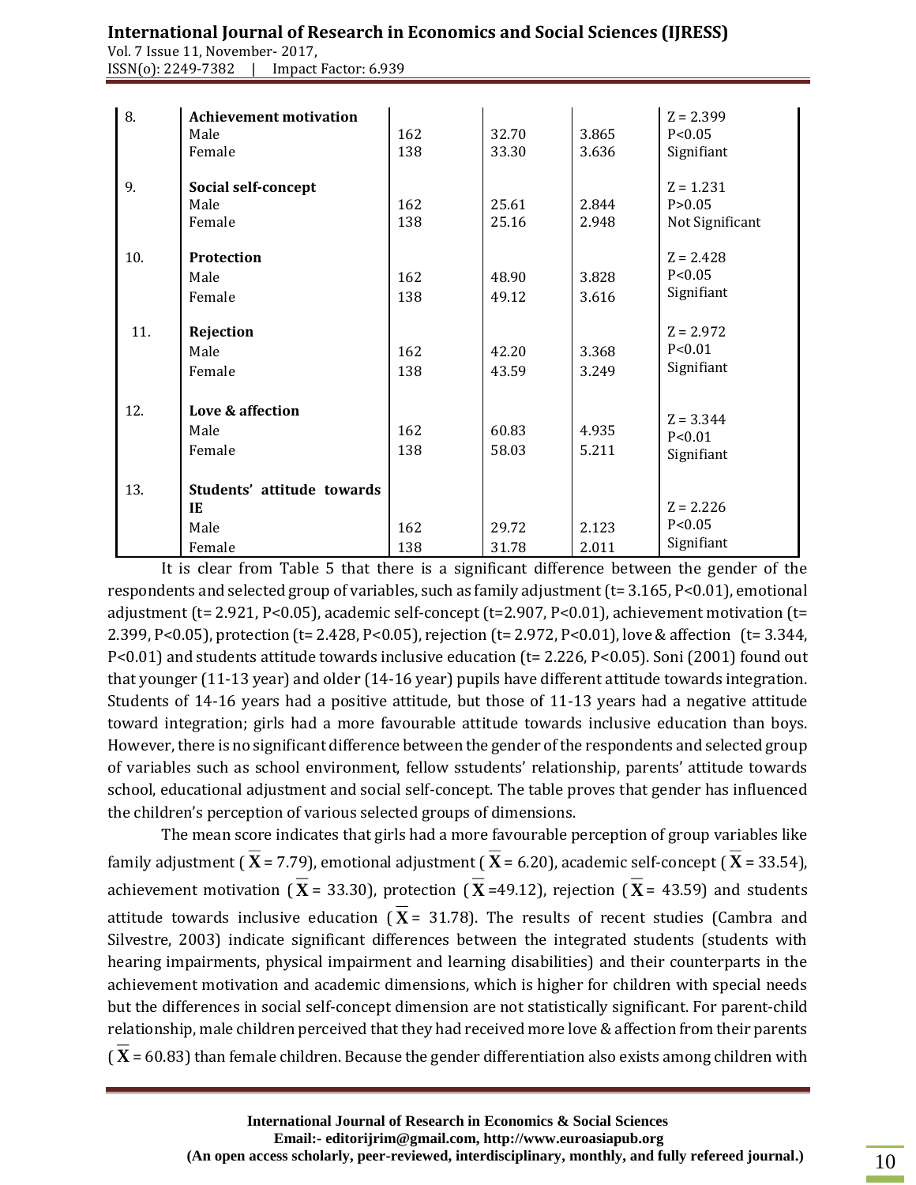| 8. | **Achievement motivation** | | | | Z = 2.399 |
|---|---|---|---|---|---|
| | Male | 162 | 32.70 | 3.865 | P<0.05 |
| | Female | 138 | 33.30 | 3.636 | Signifiant |
| 9. | **Social self-concept** | | | | Z = 1.231 |
| | Male | 162 | 25.61 | 2.844 | P>0.05 |
| | Female | 138 | 25.16 | 2.948 | Not Significant |
| 10. | **Protection** | | | | Z = 2.428 |
| | Male | 162 | 48.90 | 3.828 | P<0.05 |
| | Female | 138 | 49.12 | 3.616 | Signifiant |
| 11. | **Rejection** | | | | Z = 2.972 |
| | Male | 162 | 42.20 | 3.368 | P<0.01 |
| | Female | 138 | 43.59 | 3.249 | Signifiant |
| 12. | **Love & affection** | | | | Z = 3.344 |
| | Male | 162 | 60.83 | 4.935 | P<0.01 |
| | Female | 138 | 58.03 | 5.211 | Signifiant |
| 13. | **Students' attitude towards IE** | | | | Z = 2.226 |
| | Male | 162 | 29.72 | 2.123 | P<0.05 |
| | Female | 138 | 31.78 | 2.011 | Signifiant |

It is clear from Table 5 that there is a significant difference between the gender of the respondents and selected group of variables, such as family adjustment (t= 3.165, P<0.01), emotional adjustment (t= 2.921, P<0.05), academic self-concept (t=2.907, P<0.01), achievement motivation (t= 2.399, P<0.05), protection (t= 2.428, P<0.05), rejection (t= 2.972, P<0.01), love & affection (t= 3.344, P<0.01) and students attitude towards inclusive education (t= 2.226, P<0.05). Soni (2001) found out that younger (11-13 year) and older (14-16 year) pupils have different attitude towards integration. Students of 14-16 years had a positive attitude, but those of 11-13 years had a negative attitude toward integration; girls had a more favourable attitude towards inclusive education than boys. However, there is no significant difference between the gender of the respondents and selected group of variables such as school environment, fellow sstudents' relationship, parents' attitude towards school, educational adjustment and social self-concept. The table proves that gender has influenced the children's perception of various selected groups of dimensions.

The mean score indicates that girls had a more favourable perception of group variables like family adjustment ( $\overline{X}$ = 7.79), emotional adjustment ( $\overline{X}$ = 6.20), academic self-concept ( $\overline{X}$ = 33.54), achievement motivation ( $\overline{X}$ = 33.30), protection ( $\overline{X}$ =49.12), rejection ( $\overline{X}$ = 43.59) and students attitude towards inclusive education ( $\overline{X}$ = 31.78). The results of recent studies (Cambra and Silvestre, 2003) indicate significant differences between the integrated students (students with hearing impairments, physical impairment and learning disabilities) and their counterparts in the achievement motivation and academic dimensions, which is higher for children with special needs but the differences in social self-concept dimension are not statistically significant. For parent-child relationship, male children perceived that they had received more love & affection from their parents ( $\overline{X}$ = 60.83) than female children. Because the gender differentiation also exists among children with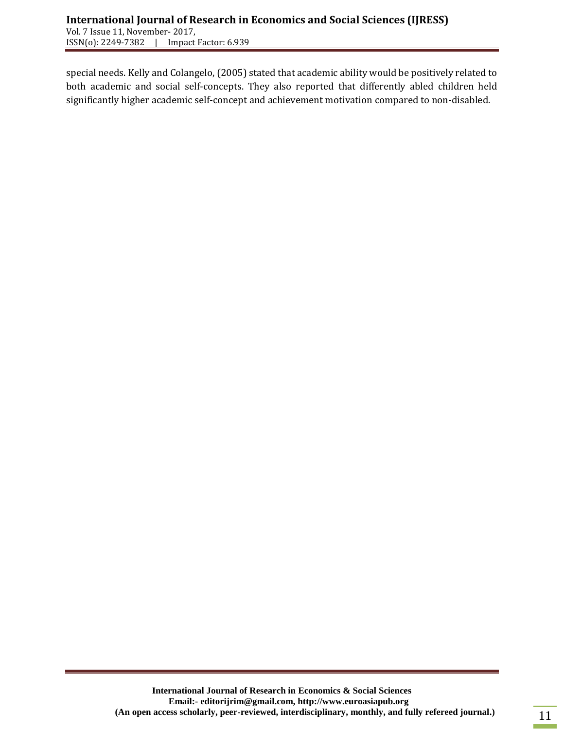special needs. Kelly and Colangelo, (2005) stated that academic ability would be positively related to both academic and social self-concepts. They also reported that differently abled children held significantly higher academic self-concept and achievement motivation compared to non-disabled.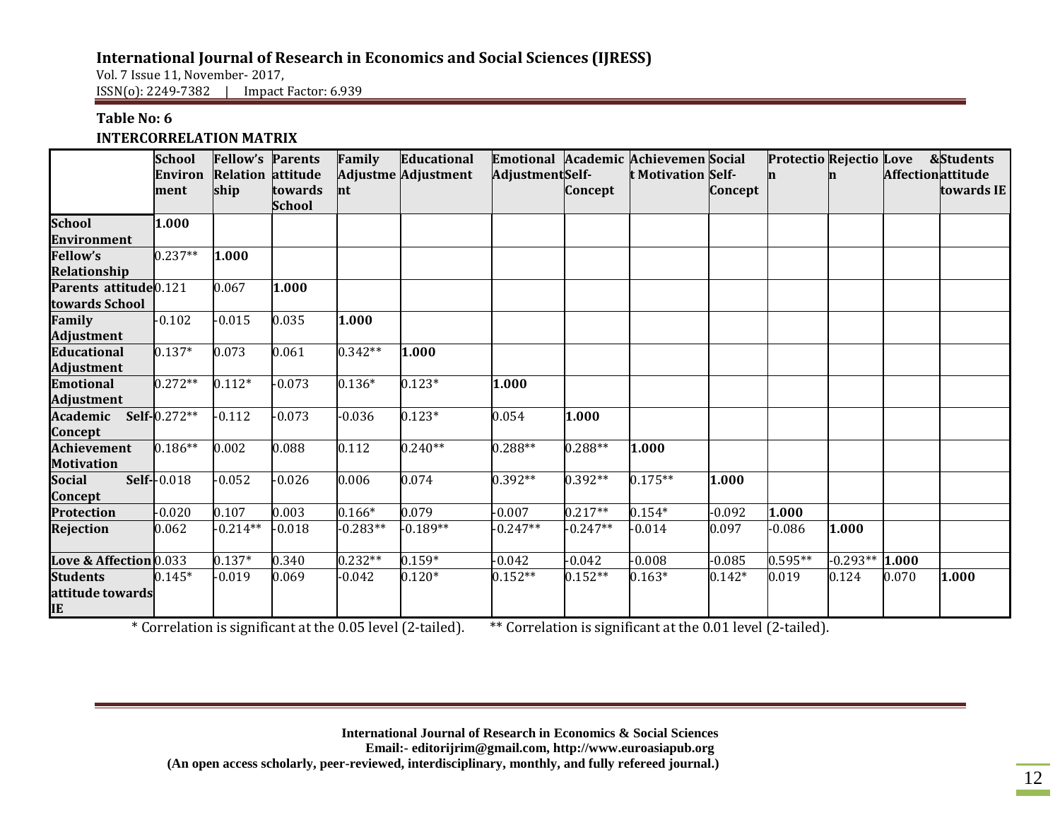**Table No: 6**

**INTERCORRELATION MATRIX**

| | School Environment | Fellow's Relationship | Parents attitude towards School | Family Adjustment | Educational Adjustment | Emotional Adjustment | Academic Self-Concept | Achievement Motivation | Social Self-Concept | Protection | Rejection | Love & Affection | Students attitude towards IE |
|---|---|---|---|---|---|---|---|---|---|---|---|---|---|
| **School Environment** | **1.000** | | | | | | | | | | | | |
| **Fellow's Relationship** | 0.237** | **1.000** | | | | | | | | | | | |
| **Parents attitude towards School** | 0.121 | 0.067 | **1.000** | | | | | | | | | | |
| **Family Adjustment** | -0.102 | -0.015 | 0.035 | **1.000** | | | | | | | | | |
| **Educational Adjustment** | 0.137* | 0.073 | 0.061 | 0.342** | **1.000** | | | | | | | | |
| **Emotional Adjustment** | 0.272** | 0.112* | -0.073 | 0.136* | 0.123* | **1.000** | | | | | | | |
| **Academic Self-Concept** | 0.272** | -0.112 | -0.073 | -0.036 | 0.123* | 0.054 | **1.000** | | | | | | |
| **Achievement Motivation** | 0.186** | 0.002 | 0.088 | 0.112 | 0.240** | 0.288** | 0.288** | **1.000** | | | | | |
| **Social Self-Concept** | -0.018 | -0.052 | -0.026 | 0.006 | 0.074 | 0.392** | 0.392** | 0.175** | **1.000** | | | | |
| **Protection** | -0.020 | 0.107 | 0.003 | 0.166* | 0.079 | -0.007 | 0.217** | 0.154* | -0.092 | **1.000** | | | |
| **Rejection** | 0.062 | -0.214** | -0.018 | -0.283** | -0.189** | -0.247** | -0.247** | -0.014 | 0.097 | -0.086 | **1.000** | | |
| **Love & Affection** | 0.033 | 0.137* | 0.340 | 0.232** | 0.159* | -0.042 | -0.042 | -0.008 | -0.085 | 0.595** | -0.293** | **1.000** | |
| **Students attitude towards IE** | 0.145* | -0.019 | 0.069 | -0.042 | 0.120* | 0.152** | 0.152** | 0.163* | 0.142* | 0.019 | 0.124 | 0.070 | **1.000** |

\* Correlation is significant at the 0.05 level (2-tailed). ** Correlation is significant at the 0.01 level (2-tailed).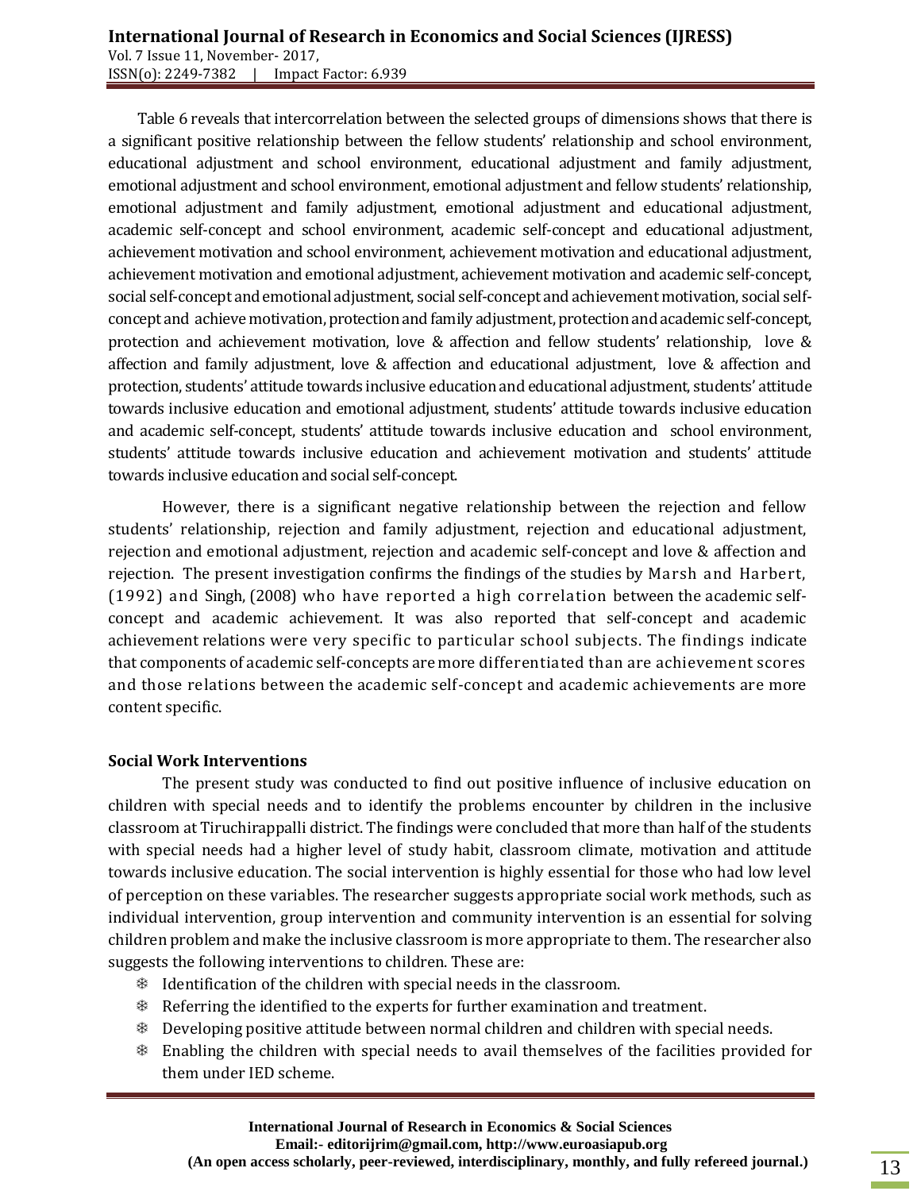Table 6 reveals that intercorrelation between the selected groups of dimensions shows that there is a significant positive relationship between the fellow students' relationship and school environment, educational adjustment and school environment, educational adjustment and family adjustment, emotional adjustment and school environment, emotional adjustment and fellow students' relationship, emotional adjustment and family adjustment, emotional adjustment and educational adjustment, academic self-concept and school environment, academic self-concept and educational adjustment, achievement motivation and school environment, achievement motivation and educational adjustment, achievement motivation and emotional adjustment, achievement motivation and academic self-concept, social self-concept and emotional adjustment, social self-concept and achievement motivation, social self-concept and achieve motivation, protection and family adjustment, protection and academic self-concept, protection and achievement motivation, love & affection and fellow students' relationship, love & affection and family adjustment, love & affection and educational adjustment, love & affection and protection, students' attitude towards inclusive education and educational adjustment, students' attitude towards inclusive education and emotional adjustment, students' attitude towards inclusive education and academic self-concept, students' attitude towards inclusive education and school environment, students' attitude towards inclusive education and achievement motivation and students' attitude towards inclusive education and social self-concept.

However, there is a significant negative relationship between the rejection and fellow students' relationship, rejection and family adjustment, rejection and educational adjustment, rejection and emotional adjustment, rejection and academic self-concept and love & affection and rejection. The present investigation confirms the findings of the studies by Marsh and Harbert, (1992) and Singh, (2008) who have reported a high correlation between the academic self-concept and academic achievement. It was also reported that self-concept and academic achievement relations were very specific to particular school subjects. The findings indicate that components of academic self-concepts are more differentiated than are achievement scores and those relations between the academic self-concept and academic achievements are more content specific.

**Social Work Interventions**

The present study was conducted to find out positive influence of inclusive education on children with special needs and to identify the problems encounter by children in the inclusive classroom at Tiruchirappalli district. The findings were concluded that more than half of the students with special needs had a higher level of study habit, classroom climate, motivation and attitude towards inclusive education. The social intervention is highly essential for those who had low level of perception on these variables. The researcher suggests appropriate social work methods, such as individual intervention, group intervention and community intervention is an essential for solving children problem and make the inclusive classroom is more appropriate to them. The researcher also suggests the following interventions to children. These are:

- Identification of the children with special needs in the classroom.
- Referring the identified to the experts for further examination and treatment.
- Developing positive attitude between normal children and children with special needs.
- Enabling the children with special needs to avail themselves of the facilities provided for them under IED scheme.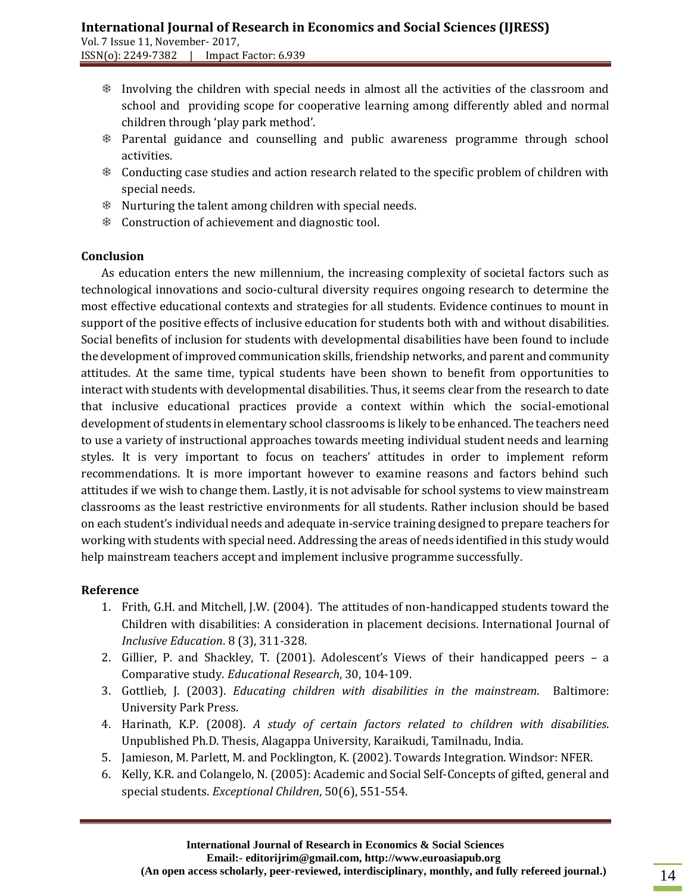- Involving the children with special needs in almost all the activities of the classroom and school and providing scope for cooperative learning among differently abled and normal children through 'play park method'.
- Parental guidance and counselling and public awareness programme through school activities.
- Conducting case studies and action research related to the specific problem of children with special needs.
- Nurturing the talent among children with special needs.
- Construction of achievement and diagnostic tool.

**Conclusion**

As education enters the new millennium, the increasing complexity of societal factors such as technological innovations and socio-cultural diversity requires ongoing research to determine the most effective educational contexts and strategies for all students. Evidence continues to mount in support of the positive effects of inclusive education for students both with and without disabilities. Social benefits of inclusion for students with developmental disabilities have been found to include the development of improved communication skills, friendship networks, and parent and community attitudes. At the same time, typical students have been shown to benefit from opportunities to interact with students with developmental disabilities. Thus, it seems clear from the research to date that inclusive educational practices provide a context within which the social-emotional development of students in elementary school classrooms is likely to be enhanced. The teachers need to use a variety of instructional approaches towards meeting individual student needs and learning styles. It is very important to focus on teachers' attitudes in order to implement reform recommendations. It is more important however to examine reasons and factors behind such attitudes if we wish to change them. Lastly, it is not advisable for school systems to view mainstream classrooms as the least restrictive environments for all students. Rather inclusion should be based on each student's individual needs and adequate in-service training designed to prepare teachers for working with students with special need. Addressing the areas of needs identified in this study would help mainstream teachers accept and implement inclusive programme successfully.

**Reference**

1. Frith, G.H. and Mitchell, J.W. (2004). The attitudes of non-handicapped students toward the Children with disabilities: A consideration in placement decisions. International Journal of *Inclusive Education*. 8 (3), 311-328.
2. Gillier, P. and Shackley, T. (2001). Adolescent's Views of their handicapped peers – a Comparative study. *Educational Research*, 30, 104-109.
3. Gottlieb, J. (2003). *Educating children with disabilities in the mainstream*. Baltimore: University Park Press.
4. Harinath, K.P. (2008). *A study of certain factors related to children with disabilities*. Unpublished Ph.D. Thesis, Alagappa University, Karaikudi, Tamilnadu, India.
5. Jamieson, M. Parlett, M. and Pocklington, K. (2002). Towards Integration. Windsor: NFER.
6. Kelly, K.R. and Colangelo, N. (2005): Academic and Social Self-Concepts of gifted, general and special students. *Exceptional Children*, 50(6), 551-554.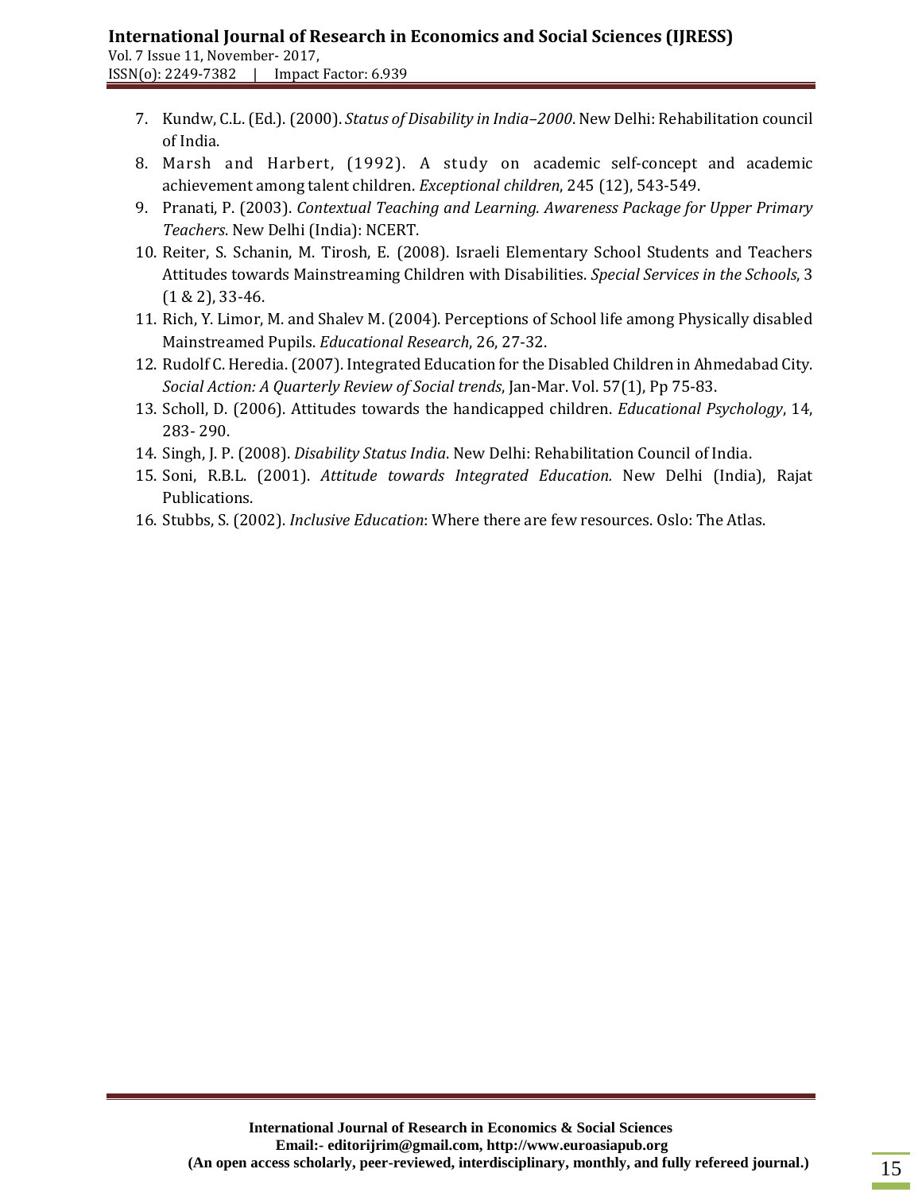7. Kundw, C.L. (Ed.). (2000). *Status of Disability in India–2000*. New Delhi: Rehabilitation council of India.
8. Marsh and Harbert, (1992). A study on academic self-concept and academic achievement among talent children. *Exceptional children*, 245 (12), 543-549.
9. Pranati, P. (2003). *Contextual Teaching and Learning. Awareness Package for Upper Primary Teachers*. New Delhi (India): NCERT.
10. Reiter, S. Schanin, M. Tirosh, E. (2008). Israeli Elementary School Students and Teachers Attitudes towards Mainstreaming Children with Disabilities. *Special Services in the Schools*, 3 (1 & 2), 33-46.
11. Rich, Y. Limor, M. and Shalev M. (2004). Perceptions of School life among Physically disabled Mainstreamed Pupils. *Educational Research*, 26, 27-32.
12. Rudolf C. Heredia. (2007). Integrated Education for the Disabled Children in Ahmedabad City. *Social Action: A Quarterly Review of Social trends*, Jan-Mar. Vol. 57(1), Pp 75-83.
13. Scholl, D. (2006). Attitudes towards the handicapped children. *Educational Psychology*, 14, 283- 290.
14. Singh, J. P. (2008). *Disability Status India*. New Delhi: Rehabilitation Council of India.
15. Soni, R.B.L. (2001). *Attitude towards Integrated Education.* New Delhi (India), Rajat Publications.
16. Stubbs, S. (2002). *Inclusive Education*: Where there are few resources. Oslo: The Atlas.